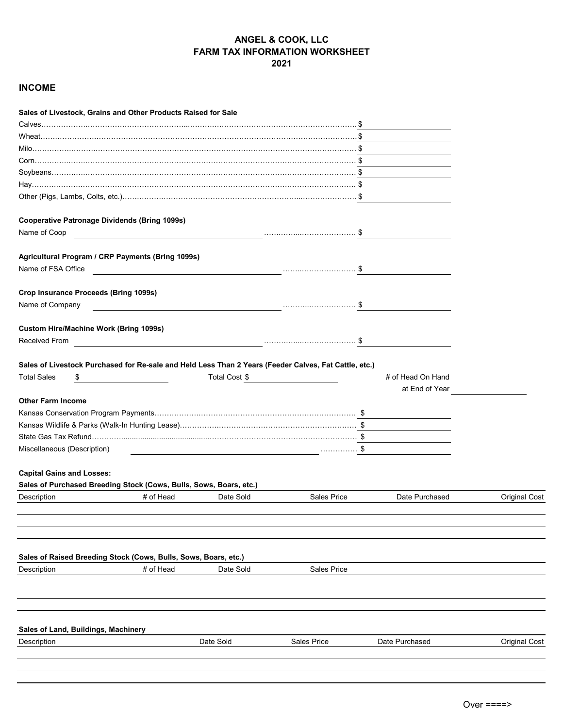# ANGEL & COOK, LLC
# FARM TAX INFORMATION WORKSHEET
# 2021

## INCOME

### Sales of Livestock, Grains and Other Products Raised for Sale

Calves…………………………………………………………………… $ ____________

Wheat…………………………………………………………………… $ ____________

Milo…………………………………………………………………… $ ____________

Corn…………………………………………………………………… $ ____________

Soybeans…………………………………………………………………… $ ____________

Hay…………………………………………………………………… $ ____________

Other (Pigs, Lambs, Colts, etc.)…………………………………………… $ ____________

### Cooperative Patronage Dividends (Bring 1099s)

Name of Coop ____________________ ………………… $ ____________

### Agricultural Program / CRP Payments (Bring 1099s)

Name of FSA Office ____________________ ………………… $ ____________

### Crop Insurance Proceeds (Bring 1099s)

Name of Company ____________________ ………………… $ ____________

### Custom Hire/Machine Work (Bring 1099s)

Received From ____________________ ………………… $ ____________

### Sales of Livestock Purchased for Re-sale and Held Less Than 2 Years (Feeder Calves, Fat Cattle, etc.)

Total Sales $ ____________ Total Cost $ ____________ # of Head On Hand at End of Year ____________

### Other Farm Income

Kansas Conservation Program Payments…………………………………… $ ____________

Kansas Wildlife & Parks (Walk-In Hunting Lease)………………………… $ ____________

State Gas Tax Refund…………………………………………………… $ ____________

Miscellaneous (Description) ____________________ ………… $ ____________

### Capital Gains and Losses:

**Sales of Purchased Breeding Stock (Cows, Bulls, Sows, Boars, etc.)**

| Description | # of Head | Date Sold | Sales Price | Date Purchased | Original Cost |
|---|---|---|---|---|---|
| | | | | | |
| | | | | | |
| | | | | | |

**Sales of Raised Breeding Stock (Cows, Bulls, Sows, Boars, etc.)**

| Description | # of Head | Date Sold | Sales Price |
|---|---|---|---|
| | | | |
| | | | |
| | | | |

**Sales of Land, Buildings, Machinery**

| Description | Date Sold | Sales Price | Date Purchased | Original Cost |
|---|---|---|---|---|
| | | | | |
| | | | | |
| | | | | |

Over ====>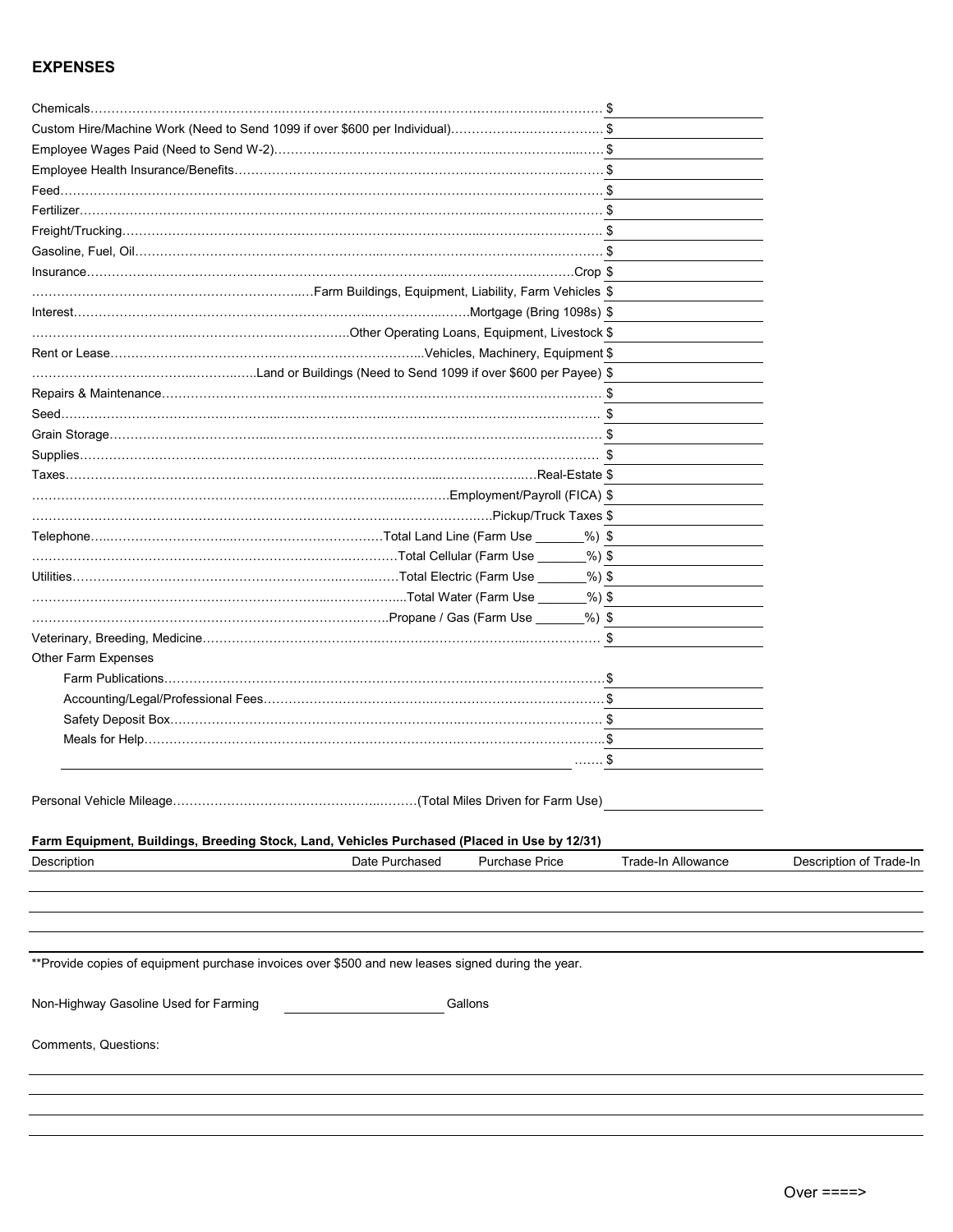## EXPENSES

| | | |
|---|---|---|
| Chemicals | | $ |
| Custom Hire/Machine Work (Need to Send 1099 if over $600 per Individual) | | $ |
| Employee Wages Paid (Need to Send W-2) | | $ |
| Employee Health Insurance/Benefits | | $ |
| Feed | | $ |
| Fertilizer | | $ |
| Freight/Trucking | | $ |
| Gasoline, Fuel, Oil | | $ |
| Insurance | Crop | $ |
| | Farm Buildings, Equipment, Liability, Farm Vehicles | $ |
| Interest | Mortgage (Bring 1098s) | $ |
| | Other Operating Loans, Equipment, Livestock | $ |
| Rent or Lease | Vehicles, Machinery, Equipment | $ |
| | Land or Buildings (Need to Send 1099 if over $600 per Payee) | $ |
| Repairs & Maintenance | | $ |
| Seed | | $ |
| Grain Storage | | $ |
| Supplies | | $ |
| Taxes | Real-Estate | $ |
| | Employment/Payroll (FICA) | $ |
| | Pickup/Truck Taxes | $ |
| Telephone | Total Land Line (Farm Use _______%) | $ |
| | Total Cellular (Farm Use _______%) | $ |
| Utilities | Total Electric (Farm Use _______%) | $ |
| | Total Water (Farm Use _______%) | $ |
| | Propane / Gas (Farm Use _______%) | $ |
| Veterinary, Breeding, Medicine | | $ |
| Other Farm Expenses | | |
| Farm Publications | | $ |
| Accounting/Legal/Professional Fees | | $ |
| Safety Deposit Box | | $ |
| Meals for Help | | $ |
| ____________________ | | $ |

Personal Vehicle Mileage (Total Miles Driven for Farm Use) ____________________

**Farm Equipment, Buildings, Breeding Stock, Land, Vehicles Purchased (Placed in Use by 12/31)**

| Description | Date Purchased | Purchase Price | Trade-In Allowance | Description of Trade-In |
|---|---|---|---|---|
| | | | | |
| | | | | |
| | | | | |

**Provide copies of equipment purchase invoices over $500 and new leases signed during the year.

Non-Highway Gasoline Used for Farming ____________________ Gallons

Comments, Questions:

____________________

____________________

____________________

____________________

Over ====>